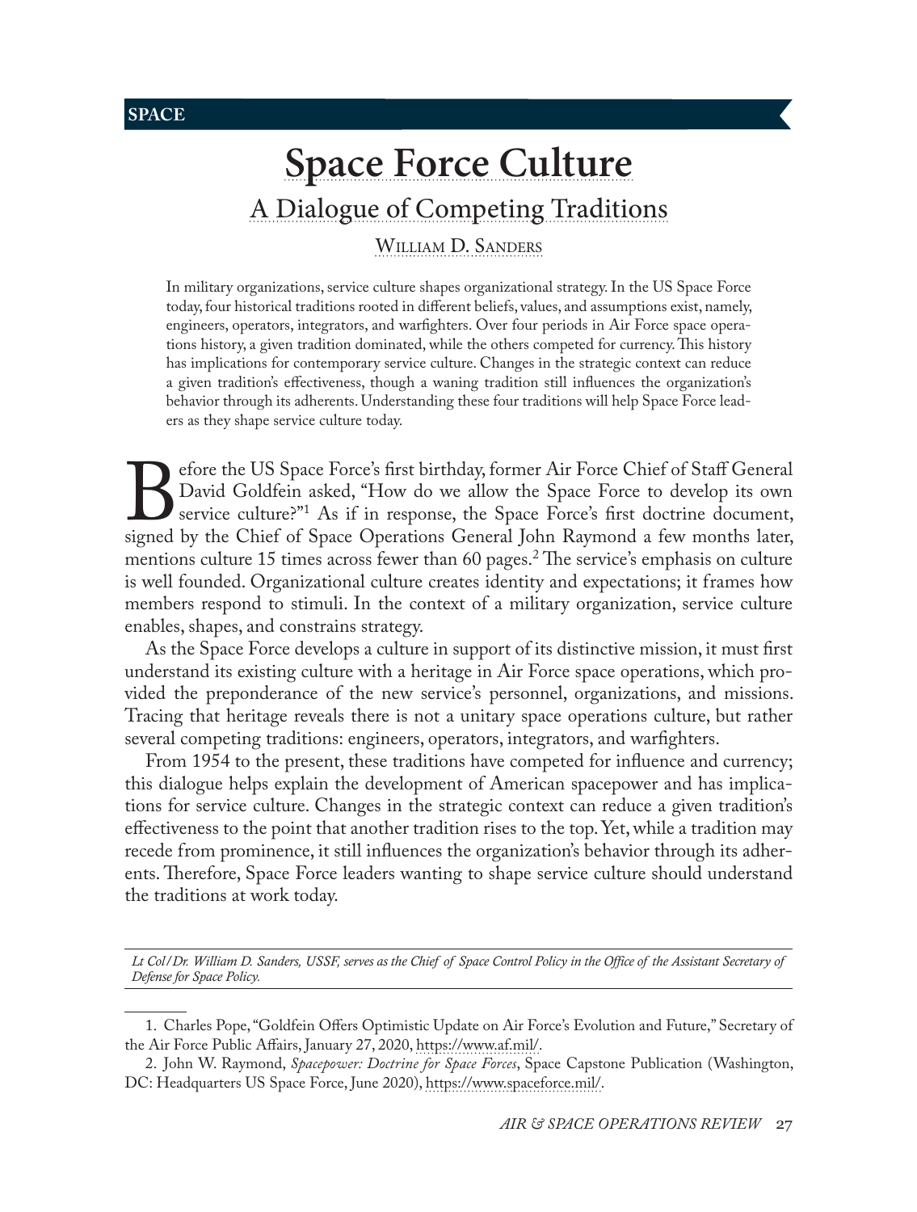SPACE

# Space Force Culture

## A Dialogue of Competing Traditions

William D. Sanders

In military organizations, service culture shapes organizational strategy. In the US Space Force today, four historical traditions rooted in different beliefs, values, and assumptions exist, namely, engineers, operators, integrators, and warfighters. Over four periods in Air Force space operations history, a given tradition dominated, while the others competed for currency. This history has implications for contemporary service culture. Changes in the strategic context can reduce a given tradition's effectiveness, though a waning tradition still influences the organization's behavior through its adherents. Understanding these four traditions will help Space Force leaders as they shape service culture today.

Before the US Space Force's first birthday, former Air Force Chief of Staff General David Goldfein asked, "How do we allow the Space Force to develop its own service culture?"[1] As if in response, the Space Force's first doctrine document, signed by the Chief of Space Operations General John Raymond a few months later, mentions culture 15 times across fewer than 60 pages.[2] The service's emphasis on culture is well founded. Organizational culture creates identity and expectations; it frames how members respond to stimuli. In the context of a military organization, service culture enables, shapes, and constrains strategy.

As the Space Force develops a culture in support of its distinctive mission, it must first understand its existing culture with a heritage in Air Force space operations, which provided the preponderance of the new service's personnel, organizations, and missions. Tracing that heritage reveals there is not a unitary space operations culture, but rather several competing traditions: engineers, operators, integrators, and warfighters.

From 1954 to the present, these traditions have competed for influence and currency; this dialogue helps explain the development of American spacepower and has implications for service culture. Changes in the strategic context can reduce a given tradition's effectiveness to the point that another tradition rises to the top. Yet, while a tradition may recede from prominence, it still influences the organization's behavior through its adherents. Therefore, Space Force leaders wanting to shape service culture should understand the traditions at work today.

---

*Lt Col/Dr. William D. Sanders, USSF, serves as the Chief of Space Control Policy in the Office of the Assistant Secretary of Defense for Space Policy.*

---

1. Charles Pope, "Goldfein Offers Optimistic Update on Air Force's Evolution and Future," Secretary of the Air Force Public Affairs, January 27, 2020, https://www.af.mil/.

2. John W. Raymond, *Spacepower: Doctrine for Space Forces*, Space Capstone Publication (Washington, DC: Headquarters US Space Force, June 2020), https://www.spaceforce.mil/.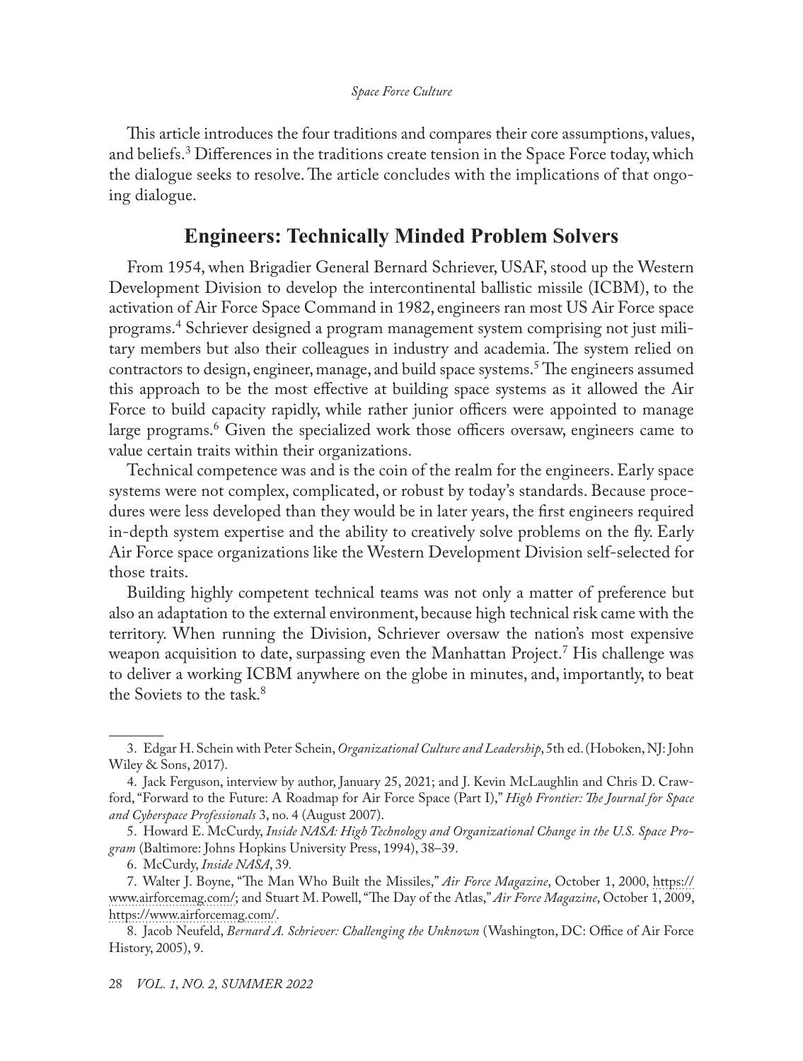This article introduces the four traditions and compares their core assumptions, values, and beliefs.[3] Differences in the traditions create tension in the Space Force today, which the dialogue seeks to resolve. The article concludes with the implications of that ongoing dialogue.

## Engineers: Technically Minded Problem Solvers

From 1954, when Brigadier General Bernard Schriever, USAF, stood up the Western Development Division to develop the intercontinental ballistic missile (ICBM), to the activation of Air Force Space Command in 1982, engineers ran most US Air Force space programs.[4] Schriever designed a program management system comprising not just military members but also their colleagues in industry and academia. The system relied on contractors to design, engineer, manage, and build space systems.[5] The engineers assumed this approach to be the most effective at building space systems as it allowed the Air Force to build capacity rapidly, while rather junior officers were appointed to manage large programs.[6] Given the specialized work those officers oversaw, engineers came to value certain traits within their organizations.

Technical competence was and is the coin of the realm for the engineers. Early space systems were not complex, complicated, or robust by today's standards. Because procedures were less developed than they would be in later years, the first engineers required in-depth system expertise and the ability to creatively solve problems on the fly. Early Air Force space organizations like the Western Development Division self-selected for those traits.

Building highly competent technical teams was not only a matter of preference but also an adaptation to the external environment, because high technical risk came with the territory. When running the Division, Schriever oversaw the nation's most expensive weapon acquisition to date, surpassing even the Manhattan Project.[7] His challenge was to deliver a working ICBM anywhere on the globe in minutes, and, importantly, to beat the Soviets to the task.[8]

---

3. Edgar H. Schein with Peter Schein, *Organizational Culture and Leadership*, 5th ed. (Hoboken, NJ: John Wiley & Sons, 2017).

4. Jack Ferguson, interview by author, January 25, 2021; and J. Kevin McLaughlin and Chris D. Crawford, "Forward to the Future: A Roadmap for Air Force Space (Part I)," *High Frontier: The Journal for Space and Cyberspace Professionals* 3, no. 4 (August 2007).

5. Howard E. McCurdy, *Inside NASA: High Technology and Organizational Change in the U.S. Space Program* (Baltimore: Johns Hopkins University Press, 1994), 38–39.

6. McCurdy, *Inside NASA*, 39.

7. Walter J. Boyne, "The Man Who Built the Missiles," *Air Force Magazine*, October 1, 2000, https://www.airforcemag.com/; and Stuart M. Powell, "The Day of the Atlas," *Air Force Magazine*, October 1, 2009, https://www.airforcemag.com/.

8. Jacob Neufeld, *Bernard A. Schriever: Challenging the Unknown* (Washington, DC: Office of Air Force History, 2005), 9.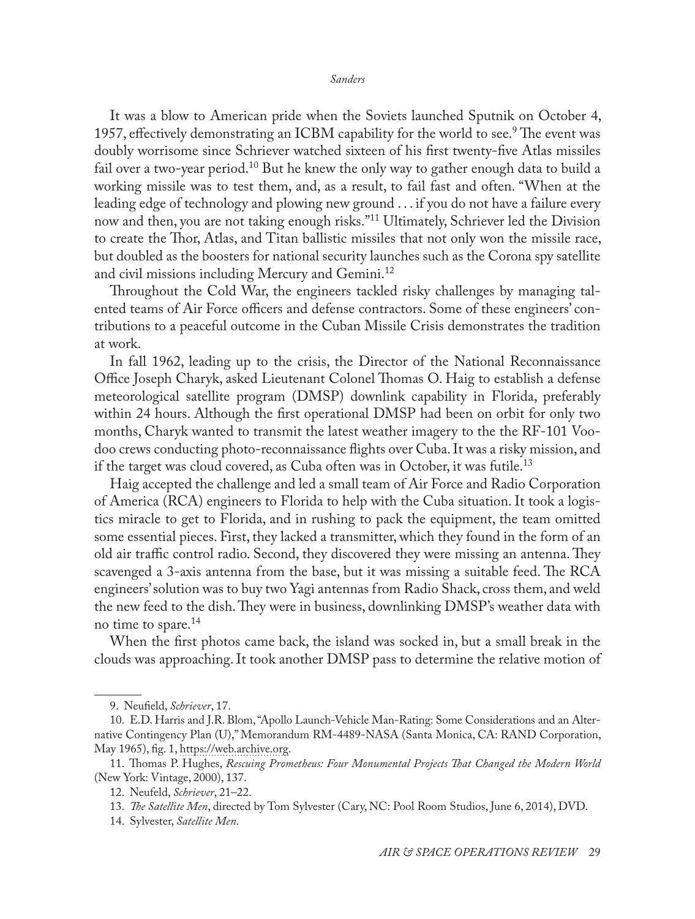It was a blow to American pride when the Soviets launched Sputnik on October 4, 1957, effectively demonstrating an ICBM capability for the world to see.[9] The event was doubly worrisome since Schriever watched sixteen of his first twenty-five Atlas missiles fail over a two-year period.[10] But he knew the only way to gather enough data to build a working missile was to test them, and, as a result, to fail fast and often. "When at the leading edge of technology and plowing new ground . . . if you do not have a failure every now and then, you are not taking enough risks."[11] Ultimately, Schriever led the Division to create the Thor, Atlas, and Titan ballistic missiles that not only won the missile race, but doubled as the boosters for national security launches such as the Corona spy satellite and civil missions including Mercury and Gemini.[12]

Throughout the Cold War, the engineers tackled risky challenges by managing talented teams of Air Force officers and defense contractors. Some of these engineers' contributions to a peaceful outcome in the Cuban Missile Crisis demonstrates the tradition at work.

In fall 1962, leading up to the crisis, the Director of the National Reconnaissance Office Joseph Charyk, asked Lieutenant Colonel Thomas O. Haig to establish a defense meteorological satellite program (DMSP) downlink capability in Florida, preferably within 24 hours. Although the first operational DMSP had been on orbit for only two months, Charyk wanted to transmit the latest weather imagery to the the RF-101 Voodoo crews conducting photo-reconnaissance flights over Cuba. It was a risky mission, and if the target was cloud covered, as Cuba often was in October, it was futile.[13]

Haig accepted the challenge and led a small team of Air Force and Radio Corporation of America (RCA) engineers to Florida to help with the Cuba situation. It took a logistics miracle to get to Florida, and in rushing to pack the equipment, the team omitted some essential pieces. First, they lacked a transmitter, which they found in the form of an old air traffic control radio. Second, they discovered they were missing an antenna. They scavenged a 3-axis antenna from the base, but it was missing a suitable feed. The RCA engineers' solution was to buy two Yagi antennas from Radio Shack, cross them, and weld the new feed to the dish. They were in business, downlinking DMSP's weather data with no time to spare.[14]

When the first photos came back, the island was socked in, but a small break in the clouds was approaching. It took another DMSP pass to determine the relative motion of

---

9. Neufield, *Schriever*, 17.

10. E.D. Harris and J.R. Blom, "Apollo Launch-Vehicle Man-Rating: Some Considerations and an Alternative Contingency Plan (U)," Memorandum RM-4489-NASA (Santa Monica, CA: RAND Corporation, May 1965), fig. 1, https://web.archive.org.

11. Thomas P. Hughes, *Rescuing Prometheus: Four Monumental Projects That Changed the Modern World* (New York: Vintage, 2000), 137.

12. Neufeld, *Schriever*, 21–22.

13. *The Satellite Men*, directed by Tom Sylvester (Cary, NC: Pool Room Studios, June 6, 2014), DVD.

14. Sylvester, *Satellite Men*.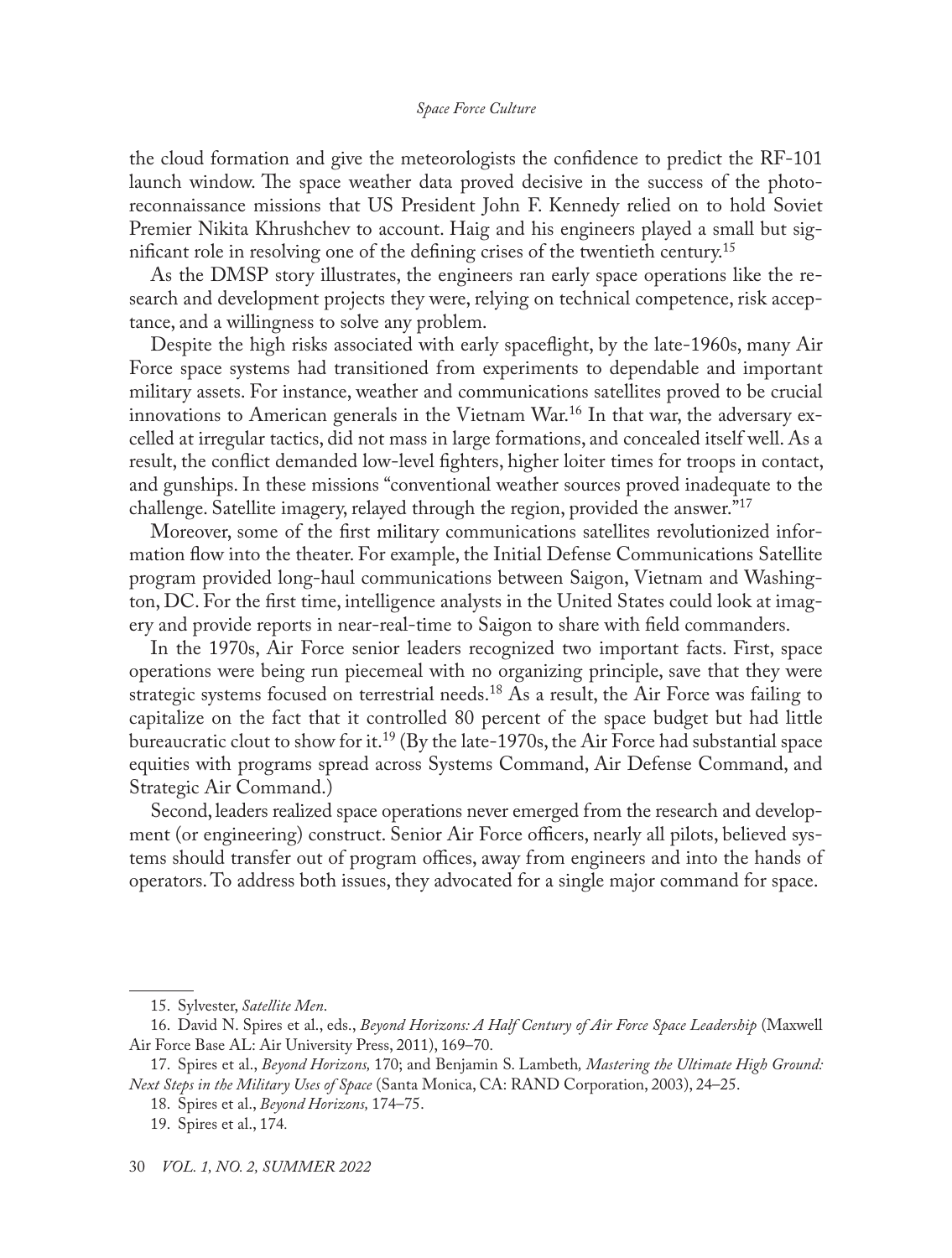the cloud formation and give the meteorologists the confidence to predict the RF-101 launch window. The space weather data proved decisive in the success of the photo-reconnaissance missions that US President John F. Kennedy relied on to hold Soviet Premier Nikita Khrushchev to account. Haig and his engineers played a small but significant role in resolving one of the defining crises of the twentieth century.[15]

As the DMSP story illustrates, the engineers ran early space operations like the research and development projects they were, relying on technical competence, risk acceptance, and a willingness to solve any problem.

Despite the high risks associated with early spaceflight, by the late-1960s, many Air Force space systems had transitioned from experiments to dependable and important military assets. For instance, weather and communications satellites proved to be crucial innovations to American generals in the Vietnam War.[16] In that war, the adversary excelled at irregular tactics, did not mass in large formations, and concealed itself well. As a result, the conflict demanded low-level fighters, higher loiter times for troops in contact, and gunships. In these missions "conventional weather sources proved inadequate to the challenge. Satellite imagery, relayed through the region, provided the answer."[17]

Moreover, some of the first military communications satellites revolutionized information flow into the theater. For example, the Initial Defense Communications Satellite program provided long-haul communications between Saigon, Vietnam and Washington, DC. For the first time, intelligence analysts in the United States could look at imagery and provide reports in near-real-time to Saigon to share with field commanders.

In the 1970s, Air Force senior leaders recognized two important facts. First, space operations were being run piecemeal with no organizing principle, save that they were strategic systems focused on terrestrial needs.[18] As a result, the Air Force was failing to capitalize on the fact that it controlled 80 percent of the space budget but had little bureaucratic clout to show for it.[19] (By the late-1970s, the Air Force had substantial space equities with programs spread across Systems Command, Air Defense Command, and Strategic Air Command.)

Second, leaders realized space operations never emerged from the research and development (or engineering) construct. Senior Air Force officers, nearly all pilots, believed systems should transfer out of program offices, away from engineers and into the hands of operators. To address both issues, they advocated for a single major command for space.

---

15. Sylvester, *Satellite Men*.

16. David N. Spires et al., eds., *Beyond Horizons: A Half Century of Air Force Space Leadership* (Maxwell Air Force Base AL: Air University Press, 2011), 169–70.

17. Spires et al., *Beyond Horizons,* 170; and Benjamin S. Lambeth*, Mastering the Ultimate High Ground: Next Steps in the Military Uses of Space* (Santa Monica, CA: RAND Corporation, 2003), 24–25.

18. Spires et al., *Beyond Horizons,* 174–75.

19. Spires et al., 174.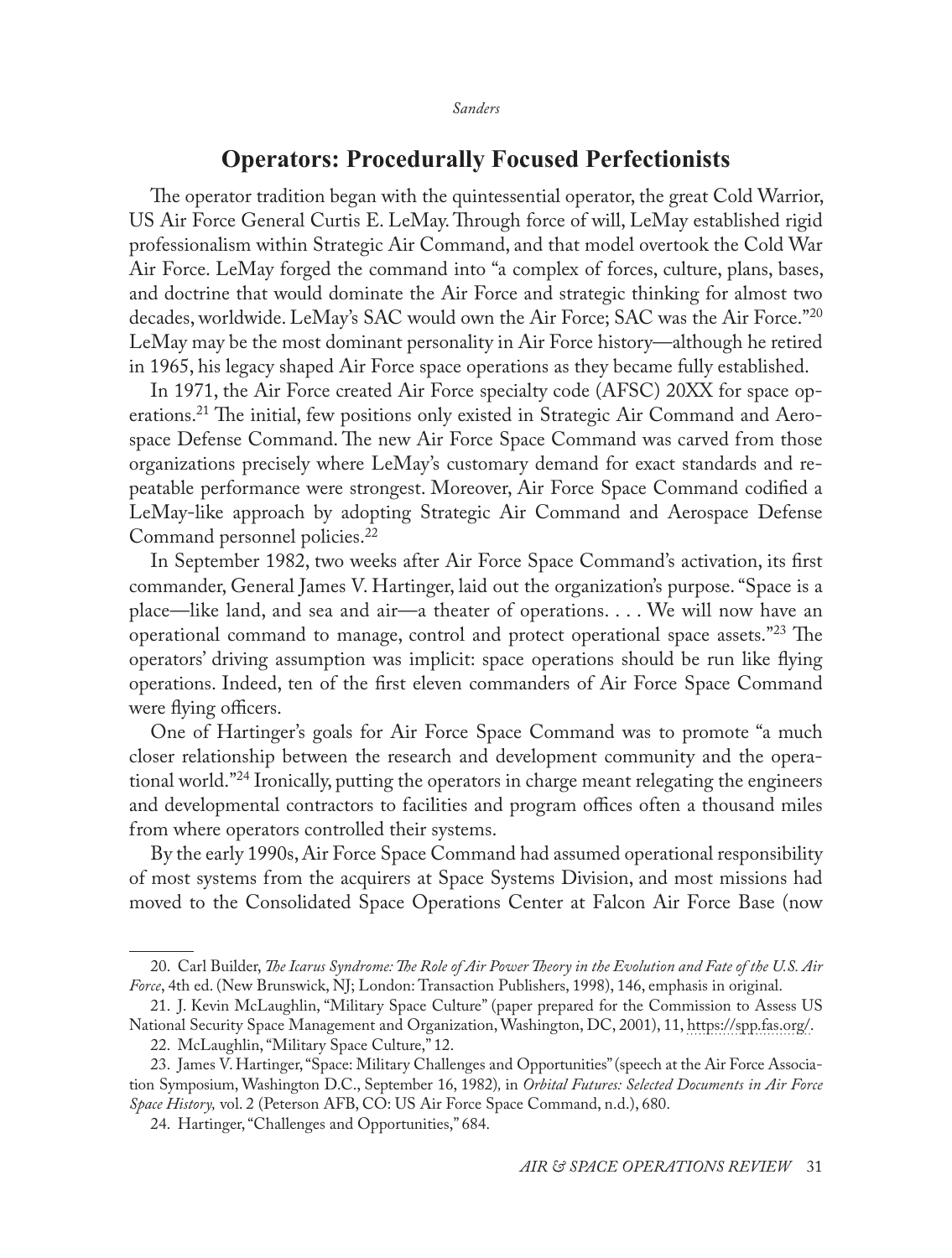## Operators: Procedurally Focused Perfectionists

The operator tradition began with the quintessential operator, the great Cold Warrior, US Air Force General Curtis E. LeMay. Through force of will, LeMay established rigid professionalism within Strategic Air Command, and that model overtook the Cold War Air Force. LeMay forged the command into "a complex of forces, culture, plans, bases, and doctrine that would dominate the Air Force and strategic thinking for almost two decades, worldwide. LeMay's SAC would own the Air Force; SAC was the Air Force."[20] LeMay may be the most dominant personality in Air Force history—although he retired in 1965, his legacy shaped Air Force space operations as they became fully established.

In 1971, the Air Force created Air Force specialty code (AFSC) 20XX for space operations.[21] The initial, few positions only existed in Strategic Air Command and Aerospace Defense Command. The new Air Force Space Command was carved from those organizations precisely where LeMay's customary demand for exact standards and repeatable performance were strongest. Moreover, Air Force Space Command codified a LeMay-like approach by adopting Strategic Air Command and Aerospace Defense Command personnel policies.[22]

In September 1982, two weeks after Air Force Space Command's activation, its first commander, General James V. Hartinger, laid out the organization's purpose. "Space is a place—like land, and sea and air—a theater of operations. . . . We will now have an operational command to manage, control and protect operational space assets."[23] The operators' driving assumption was implicit: space operations should be run like flying operations. Indeed, ten of the first eleven commanders of Air Force Space Command were flying officers.

One of Hartinger's goals for Air Force Space Command was to promote "a much closer relationship between the research and development community and the operational world."[24] Ironically, putting the operators in charge meant relegating the engineers and developmental contractors to facilities and program offices often a thousand miles from where operators controlled their systems.

By the early 1990s, Air Force Space Command had assumed operational responsibility of most systems from the acquirers at Space Systems Division, and most missions had moved to the Consolidated Space Operations Center at Falcon Air Force Base (now

---

20. Carl Builder, *The Icarus Syndrome: The Role of Air Power Theory in the Evolution and Fate of the U.S. Air Force*, 4th ed. (New Brunswick, NJ; London: Transaction Publishers, 1998), 146, emphasis in original.

21. J. Kevin McLaughlin, "Military Space Culture" (paper prepared for the Commission to Assess US National Security Space Management and Organization, Washington, DC, 2001), 11, https://spp.fas.org/.

22. McLaughlin, "Military Space Culture," 12.

23. James V. Hartinger, "Space: Military Challenges and Opportunities" (speech at the Air Force Association Symposium, Washington D.C., September 16, 1982), in *Orbital Futures: Selected Documents in Air Force Space History,* vol. 2 (Peterson AFB, CO: US Air Force Space Command, n.d.), 680.

24. Hartinger, "Challenges and Opportunities," 684.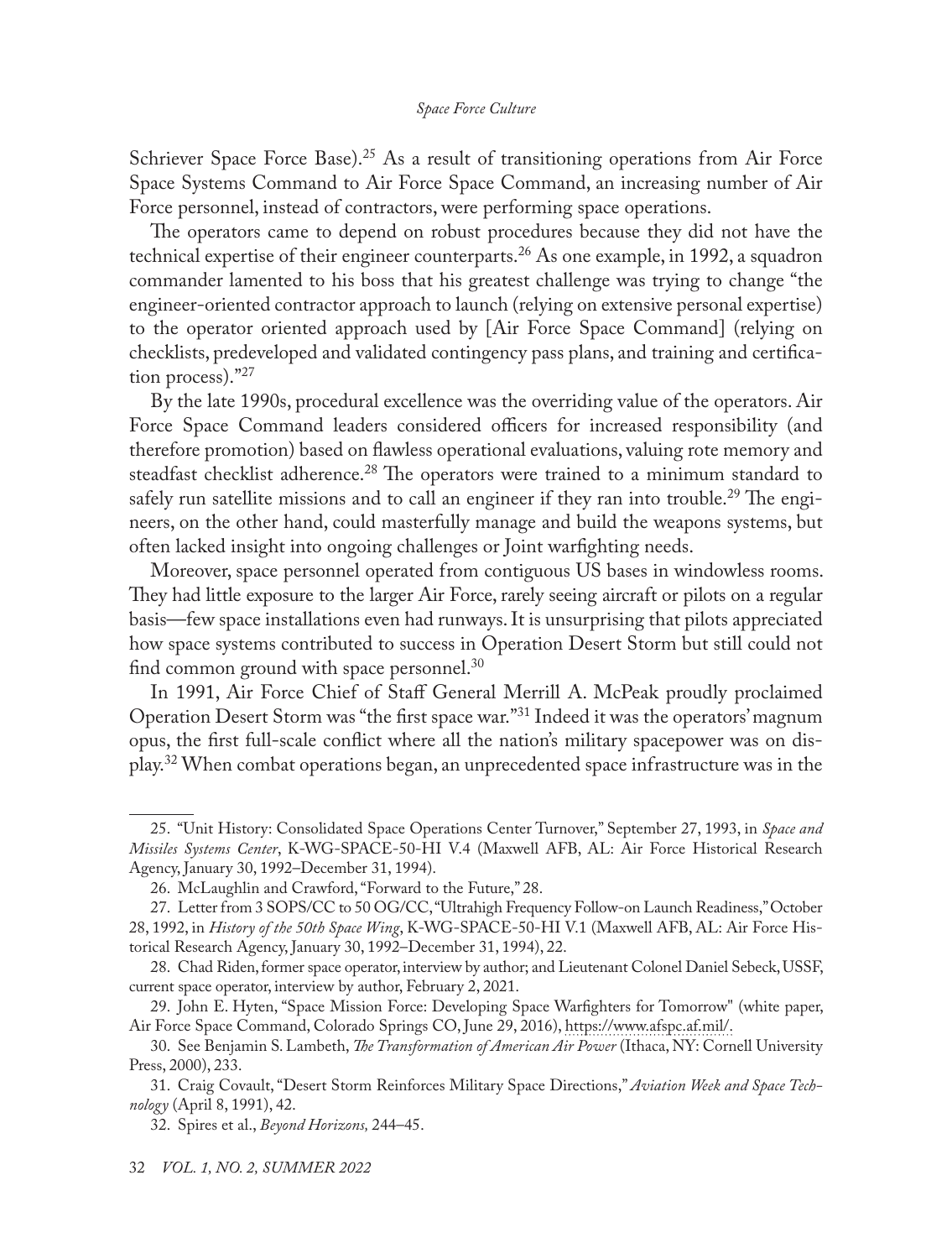Schriever Space Force Base).[25] As a result of transitioning operations from Air Force Space Systems Command to Air Force Space Command, an increasing number of Air Force personnel, instead of contractors, were performing space operations.

The operators came to depend on robust procedures because they did not have the technical expertise of their engineer counterparts.[26] As one example, in 1992, a squadron commander lamented to his boss that his greatest challenge was trying to change "the engineer-oriented contractor approach to launch (relying on extensive personal expertise) to the operator oriented approach used by [Air Force Space Command] (relying on checklists, predeveloped and validated contingency pass plans, and training and certification process)."[27]

By the late 1990s, procedural excellence was the overriding value of the operators. Air Force Space Command leaders considered officers for increased responsibility (and therefore promotion) based on flawless operational evaluations, valuing rote memory and steadfast checklist adherence.[28] The operators were trained to a minimum standard to safely run satellite missions and to call an engineer if they ran into trouble.[29] The engineers, on the other hand, could masterfully manage and build the weapons systems, but often lacked insight into ongoing challenges or Joint warfighting needs.

Moreover, space personnel operated from contiguous US bases in windowless rooms. They had little exposure to the larger Air Force, rarely seeing aircraft or pilots on a regular basis—few space installations even had runways. It is unsurprising that pilots appreciated how space systems contributed to success in Operation Desert Storm but still could not find common ground with space personnel.[30]

In 1991, Air Force Chief of Staff General Merrill A. McPeak proudly proclaimed Operation Desert Storm was "the first space war."[31] Indeed it was the operators' magnum opus, the first full-scale conflict where all the nation's military spacepower was on display.[32] When combat operations began, an unprecedented space infrastructure was in the

---

25. "Unit History: Consolidated Space Operations Center Turnover," September 27, 1993, in *Space and Missiles Systems Center*, K-WG-SPACE-50-HI V.4 (Maxwell AFB, AL: Air Force Historical Research Agency, January 30, 1992–December 31, 1994).

26. McLaughlin and Crawford, "Forward to the Future," 28.

27. Letter from 3 SOPS/CC to 50 OG/CC, "Ultrahigh Frequency Follow-on Launch Readiness," October 28, 1992, in *History of the 50th Space Wing*, K-WG-SPACE-50-HI V.1 (Maxwell AFB, AL: Air Force Historical Research Agency, January 30, 1992–December 31, 1994), 22.

28. Chad Riden, former space operator, interview by author; and Lieutenant Colonel Daniel Sebeck, USSF, current space operator, interview by author, February 2, 2021.

29. John E. Hyten, "Space Mission Force: Developing Space Warfighters for Tomorrow" (white paper, Air Force Space Command, Colorado Springs CO, June 29, 2016), https://www.afspc.af.mil/.

30. See Benjamin S. Lambeth, *The Transformation of American Air Power* (Ithaca, NY: Cornell University Press, 2000), 233.

31. Craig Covault, "Desert Storm Reinforces Military Space Directions," *Aviation Week and Space Technology* (April 8, 1991), 42.

32. Spires et al., *Beyond Horizons,* 244–45.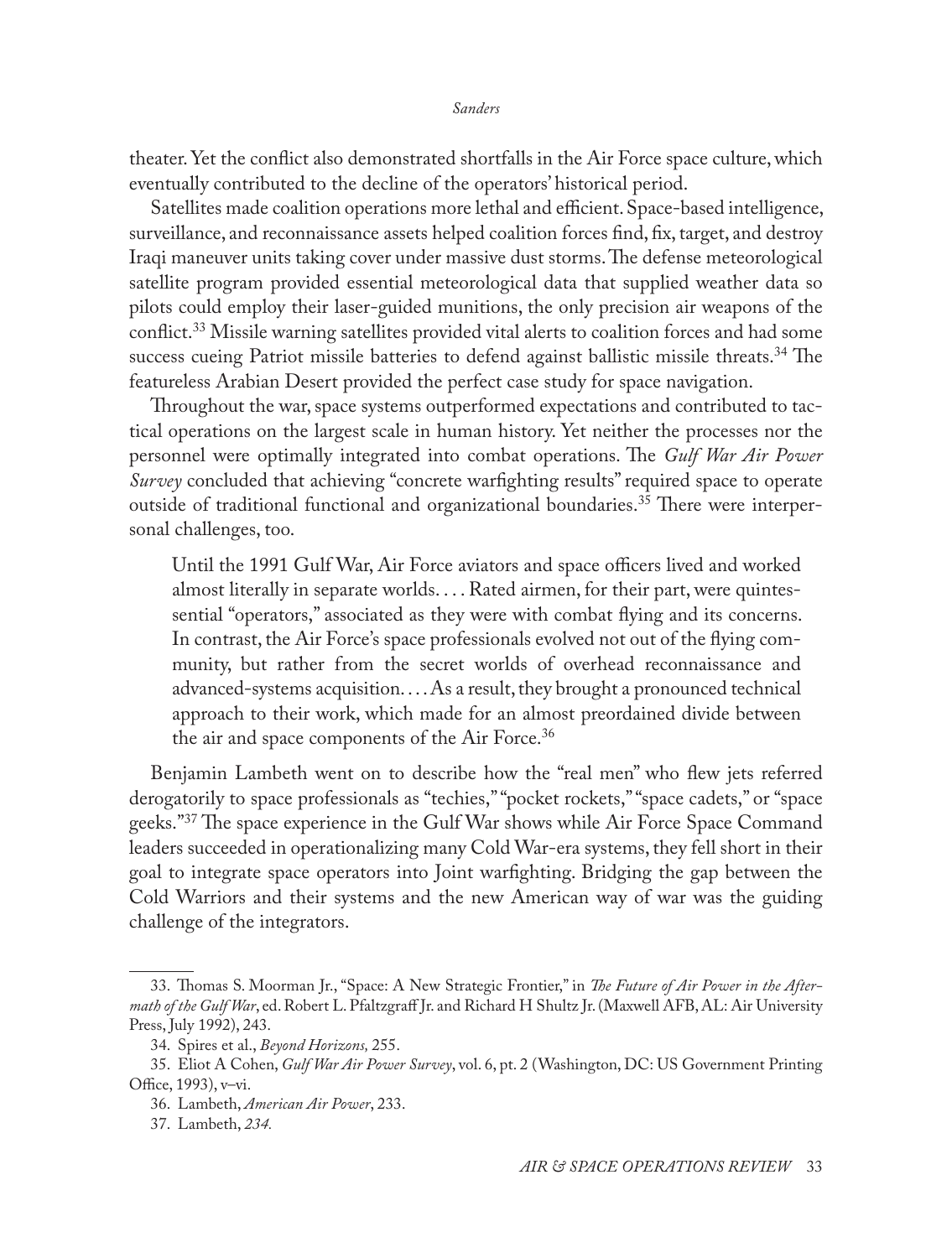theater. Yet the conflict also demonstrated shortfalls in the Air Force space culture, which eventually contributed to the decline of the operators' historical period.

Satellites made coalition operations more lethal and efficient. Space-based intelligence, surveillance, and reconnaissance assets helped coalition forces find, fix, target, and destroy Iraqi maneuver units taking cover under massive dust storms. The defense meteorological satellite program provided essential meteorological data that supplied weather data so pilots could employ their laser-guided munitions, the only precision air weapons of the conflict.[33] Missile warning satellites provided vital alerts to coalition forces and had some success cueing Patriot missile batteries to defend against ballistic missile threats.[34] The featureless Arabian Desert provided the perfect case study for space navigation.

Throughout the war, space systems outperformed expectations and contributed to tactical operations on the largest scale in human history. Yet neither the processes nor the personnel were optimally integrated into combat operations. The *Gulf War Air Power Survey* concluded that achieving "concrete warfighting results" required space to operate outside of traditional functional and organizational boundaries.[35] There were interpersonal challenges, too.

> Until the 1991 Gulf War, Air Force aviators and space officers lived and worked almost literally in separate worlds. . . . Rated airmen, for their part, were quintessential "operators," associated as they were with combat flying and its concerns. In contrast, the Air Force's space professionals evolved not out of the flying community, but rather from the secret worlds of overhead reconnaissance and advanced-systems acquisition. . . . As a result, they brought a pronounced technical approach to their work, which made for an almost preordained divide between the air and space components of the Air Force.[36]

Benjamin Lambeth went on to describe how the "real men" who flew jets referred derogatorily to space professionals as "techies," "pocket rockets," "space cadets," or "space geeks."[37] The space experience in the Gulf War shows while Air Force Space Command leaders succeeded in operationalizing many Cold War-era systems, they fell short in their goal to integrate space operators into Joint warfighting. Bridging the gap between the Cold Warriors and their systems and the new American way of war was the guiding challenge of the integrators.

---

33. Thomas S. Moorman Jr., "Space: A New Strategic Frontier," in *The Future of Air Power in the Aftermath of the Gulf War*, ed. Robert L. Pfaltzgraff Jr. and Richard H Shultz Jr. (Maxwell AFB, AL: Air University Press, July 1992), 243.

34. Spires et al., *Beyond Horizons,* 255.

35. Eliot A Cohen, *Gulf War Air Power Survey*, vol. 6, pt. 2 (Washington, DC: US Government Printing Office, 1993), v–vi.

36. Lambeth, *American Air Power*, 233.

37. Lambeth, *234.*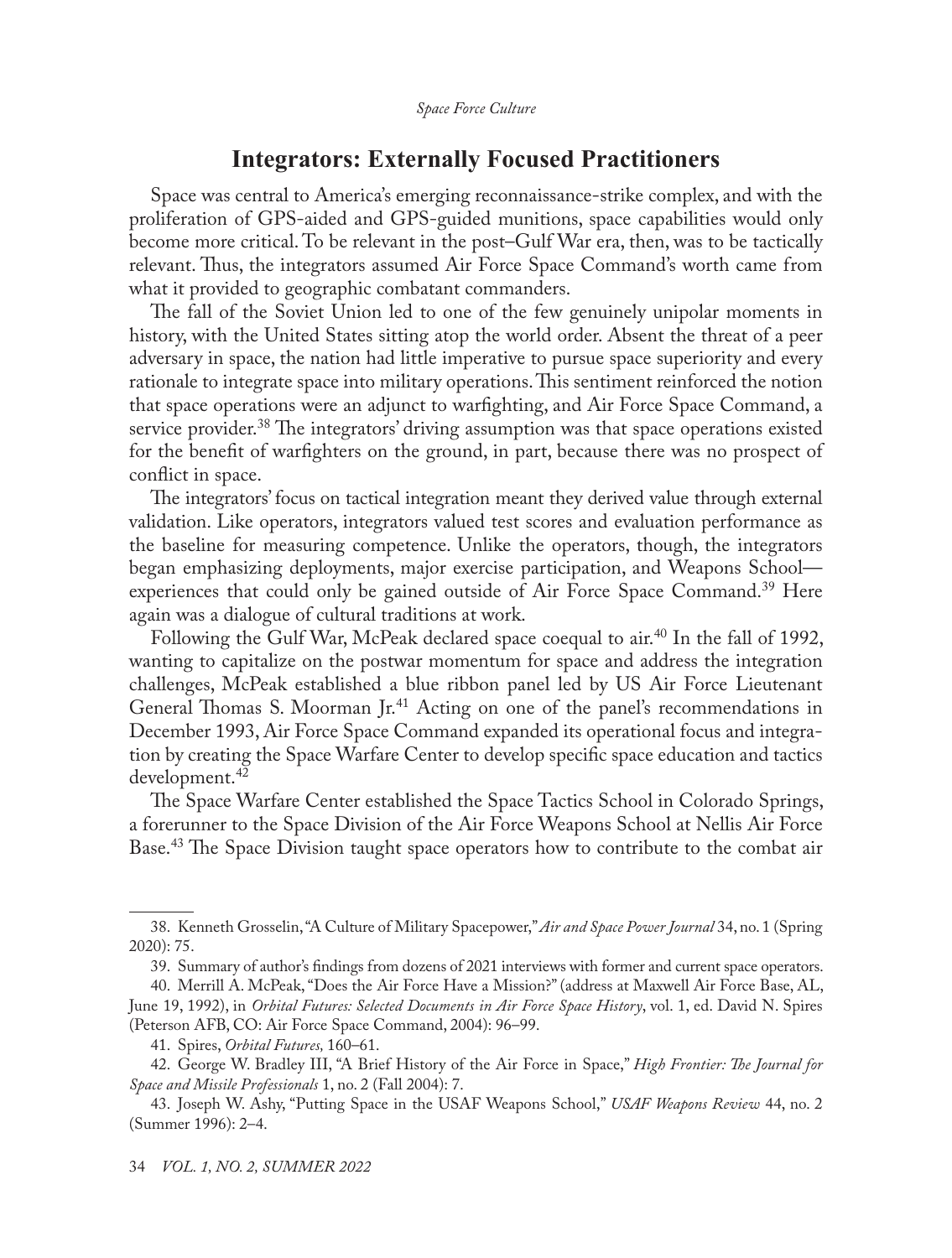## Integrators: Externally Focused Practitioners

Space was central to America's emerging reconnaissance-strike complex, and with the proliferation of GPS-aided and GPS-guided munitions, space capabilities would only become more critical. To be relevant in the post–Gulf War era, then, was to be tactically relevant. Thus, the integrators assumed Air Force Space Command's worth came from what it provided to geographic combatant commanders.

The fall of the Soviet Union led to one of the few genuinely unipolar moments in history, with the United States sitting atop the world order. Absent the threat of a peer adversary in space, the nation had little imperative to pursue space superiority and every rationale to integrate space into military operations. This sentiment reinforced the notion that space operations were an adjunct to warfighting, and Air Force Space Command, a service provider.[38] The integrators' driving assumption was that space operations existed for the benefit of warfighters on the ground, in part, because there was no prospect of conflict in space.

The integrators' focus on tactical integration meant they derived value through external validation. Like operators, integrators valued test scores and evaluation performance as the baseline for measuring competence. Unlike the operators, though, the integrators began emphasizing deployments, major exercise participation, and Weapons School—experiences that could only be gained outside of Air Force Space Command.[39] Here again was a dialogue of cultural traditions at work.

Following the Gulf War, McPeak declared space coequal to air.[40] In the fall of 1992, wanting to capitalize on the postwar momentum for space and address the integration challenges, McPeak established a blue ribbon panel led by US Air Force Lieutenant General Thomas S. Moorman Jr.[41] Acting on one of the panel's recommendations in December 1993, Air Force Space Command expanded its operational focus and integration by creating the Space Warfare Center to develop specific space education and tactics development.[42]

The Space Warfare Center established the Space Tactics School in Colorado Springs, a forerunner to the Space Division of the Air Force Weapons School at Nellis Air Force Base.[43] The Space Division taught space operators how to contribute to the combat air

---

38. Kenneth Grosselin, "A Culture of Military Spacepower," *Air and Space Power Journal* 34, no. 1 (Spring 2020): 75.

39. Summary of author's findings from dozens of 2021 interviews with former and current space operators.

40. Merrill A. McPeak, "Does the Air Force Have a Mission?" (address at Maxwell Air Force Base, AL, June 19, 1992), in *Orbital Futures: Selected Documents in Air Force Space History*, vol. 1, ed. David N. Spires (Peterson AFB, CO: Air Force Space Command, 2004): 96–99.

41. Spires, *Orbital Futures,* 160–61.

42. George W. Bradley III, "A Brief History of the Air Force in Space," *High Frontier: The Journal for Space and Missile Professionals* 1, no. 2 (Fall 2004): 7.

43. Joseph W. Ashy, "Putting Space in the USAF Weapons School," *USAF Weapons Review* 44, no. 2 (Summer 1996): 2–4.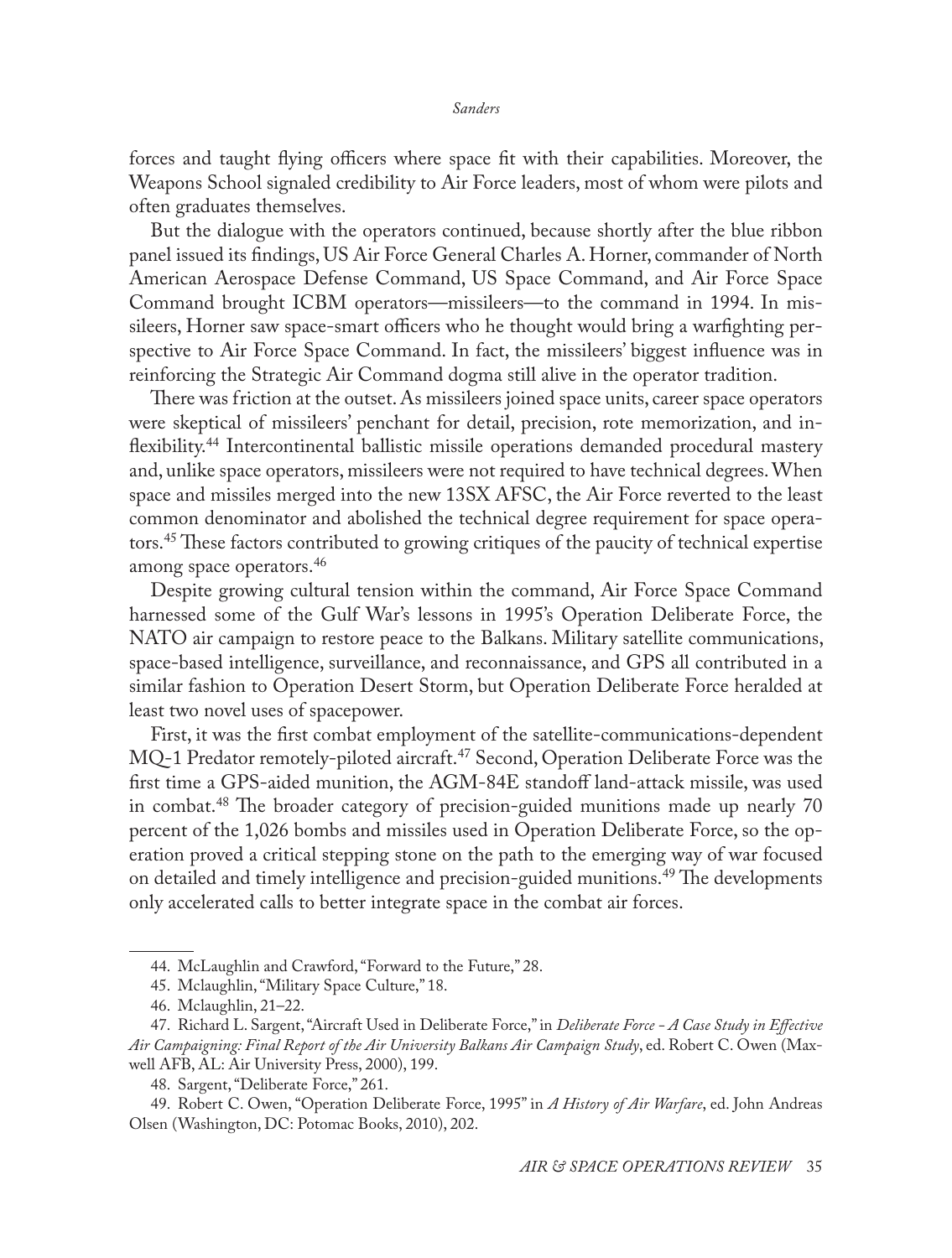forces and taught flying officers where space fit with their capabilities. Moreover, the Weapons School signaled credibility to Air Force leaders, most of whom were pilots and often graduates themselves.

But the dialogue with the operators continued, because shortly after the blue ribbon panel issued its findings, US Air Force General Charles A. Horner, commander of North American Aerospace Defense Command, US Space Command, and Air Force Space Command brought ICBM operators—missileers—to the command in 1994. In missileers, Horner saw space-smart officers who he thought would bring a warfighting perspective to Air Force Space Command. In fact, the missileers' biggest influence was in reinforcing the Strategic Air Command dogma still alive in the operator tradition.

There was friction at the outset. As missileers joined space units, career space operators were skeptical of missileers' penchant for detail, precision, rote memorization, and inflexibility.[44] Intercontinental ballistic missile operations demanded procedural mastery and, unlike space operators, missileers were not required to have technical degrees. When space and missiles merged into the new 13SX AFSC, the Air Force reverted to the least common denominator and abolished the technical degree requirement for space operators.[45] These factors contributed to growing critiques of the paucity of technical expertise among space operators.[46]

Despite growing cultural tension within the command, Air Force Space Command harnessed some of the Gulf War's lessons in 1995's Operation Deliberate Force, the NATO air campaign to restore peace to the Balkans. Military satellite communications, space-based intelligence, surveillance, and reconnaissance, and GPS all contributed in a similar fashion to Operation Desert Storm, but Operation Deliberate Force heralded at least two novel uses of spacepower.

First, it was the first combat employment of the satellite-communications-dependent MQ-1 Predator remotely-piloted aircraft.[47] Second, Operation Deliberate Force was the first time a GPS-aided munition, the AGM-84E standoff land-attack missile, was used in combat.[48] The broader category of precision-guided munitions made up nearly 70 percent of the 1,026 bombs and missiles used in Operation Deliberate Force, so the operation proved a critical stepping stone on the path to the emerging way of war focused on detailed and timely intelligence and precision-guided munitions.[49] The developments only accelerated calls to better integrate space in the combat air forces.

---

44. McLaughlin and Crawford, "Forward to the Future," 28.

45. Mclaughlin, "Military Space Culture," 18.

46. Mclaughlin, 21–22.

47. Richard L. Sargent, "Aircraft Used in Deliberate Force," in *Deliberate Force - A Case Study in Effective Air Campaigning: Final Report of the Air University Balkans Air Campaign Study*, ed. Robert C. Owen (Maxwell AFB, AL: Air University Press, 2000), 199.

48. Sargent, "Deliberate Force," 261.

49. Robert C. Owen, "Operation Deliberate Force, 1995" in *A History of Air Warfare*, ed. John Andreas Olsen (Washington, DC: Potomac Books, 2010), 202.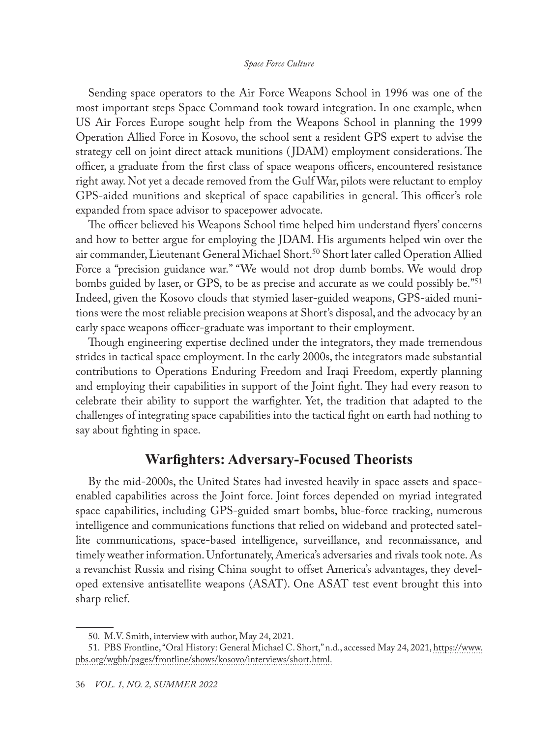Sending space operators to the Air Force Weapons School in 1996 was one of the most important steps Space Command took toward integration. In one example, when US Air Forces Europe sought help from the Weapons School in planning the 1999 Operation Allied Force in Kosovo, the school sent a resident GPS expert to advise the strategy cell on joint direct attack munitions (JDAM) employment considerations. The officer, a graduate from the first class of space weapons officers, encountered resistance right away. Not yet a decade removed from the Gulf War, pilots were reluctant to employ GPS-aided munitions and skeptical of space capabilities in general. This officer's role expanded from space advisor to spacepower advocate.

The officer believed his Weapons School time helped him understand flyers' concerns and how to better argue for employing the JDAM. His arguments helped win over the air commander, Lieutenant General Michael Short.[50] Short later called Operation Allied Force a "precision guidance war." "We would not drop dumb bombs. We would drop bombs guided by laser, or GPS, to be as precise and accurate as we could possibly be."[51] Indeed, given the Kosovo clouds that stymied laser-guided weapons, GPS-aided munitions were the most reliable precision weapons at Short's disposal, and the advocacy by an early space weapons officer-graduate was important to their employment.

Though engineering expertise declined under the integrators, they made tremendous strides in tactical space employment. In the early 2000s, the integrators made substantial contributions to Operations Enduring Freedom and Iraqi Freedom, expertly planning and employing their capabilities in support of the Joint fight. They had every reason to celebrate their ability to support the warfighter. Yet, the tradition that adapted to the challenges of integrating space capabilities into the tactical fight on earth had nothing to say about fighting in space.

## Warfighters: Adversary-Focused Theorists

By the mid-2000s, the United States had invested heavily in space assets and space-enabled capabilities across the Joint force. Joint forces depended on myriad integrated space capabilities, including GPS-guided smart bombs, blue-force tracking, numerous intelligence and communications functions that relied on wideband and protected satellite communications, space-based intelligence, surveillance, and reconnaissance, and timely weather information. Unfortunately, America's adversaries and rivals took note. As a revanchist Russia and rising China sought to offset America's advantages, they developed extensive antisatellite weapons (ASAT). One ASAT test event brought this into sharp relief.

50. M.V. Smith, interview with author, May 24, 2021.

51. PBS Frontline, "Oral History: General Michael C. Short," n.d., accessed May 24, 2021, https://www.pbs.org/wgbh/pages/frontline/shows/kosovo/interviews/short.html.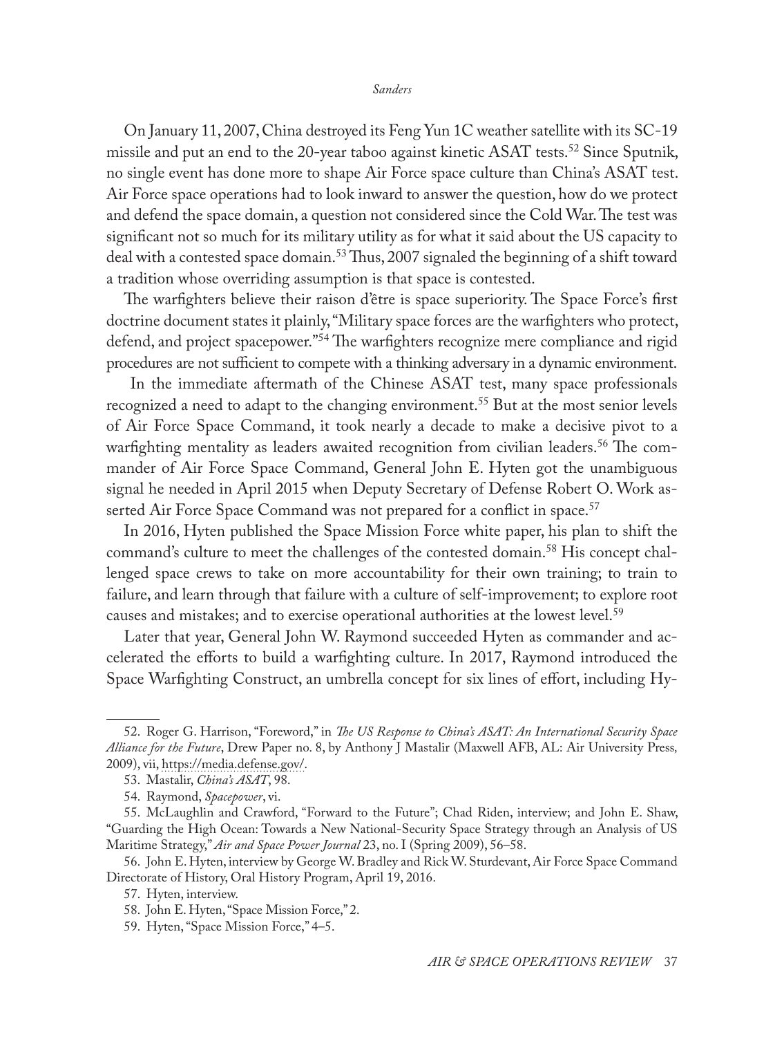On January 11, 2007, China destroyed its Feng Yun 1C weather satellite with its SC-19 missile and put an end to the 20-year taboo against kinetic ASAT tests.[52] Since Sputnik, no single event has done more to shape Air Force space culture than China's ASAT test. Air Force space operations had to look inward to answer the question, how do we protect and defend the space domain, a question not considered since the Cold War. The test was significant not so much for its military utility as for what it said about the US capacity to deal with a contested space domain.[53] Thus, 2007 signaled the beginning of a shift toward a tradition whose overriding assumption is that space is contested.

The warfighters believe their raison d'être is space superiority. The Space Force's first doctrine document states it plainly, "Military space forces are the warfighters who protect, defend, and project spacepower."[54] The warfighters recognize mere compliance and rigid procedures are not sufficient to compete with a thinking adversary in a dynamic environment.

In the immediate aftermath of the Chinese ASAT test, many space professionals recognized a need to adapt to the changing environment.[55] But at the most senior levels of Air Force Space Command, it took nearly a decade to make a decisive pivot to a warfighting mentality as leaders awaited recognition from civilian leaders.[56] The commander of Air Force Space Command, General John E. Hyten got the unambiguous signal he needed in April 2015 when Deputy Secretary of Defense Robert O. Work asserted Air Force Space Command was not prepared for a conflict in space.[57]

In 2016, Hyten published the Space Mission Force white paper, his plan to shift the command's culture to meet the challenges of the contested domain.[58] His concept challenged space crews to take on more accountability for their own training; to train to failure, and learn through that failure with a culture of self-improvement; to explore root causes and mistakes; and to exercise operational authorities at the lowest level.[59]

Later that year, General John W. Raymond succeeded Hyten as commander and accelerated the efforts to build a warfighting culture. In 2017, Raymond introduced the Space Warfighting Construct, an umbrella concept for six lines of effort, including Hy-

---

52. Roger G. Harrison, "Foreword," in *The US Response to China's ASAT: An International Security Space Alliance for the Future*, Drew Paper no. 8, by Anthony J Mastalir (Maxwell AFB, AL: Air University Press, 2009), vii, https://media.defense.gov/.

53. Mastalir, *China's ASAT*, 98.

54. Raymond, *Spacepower*, vi.

55. McLaughlin and Crawford, "Forward to the Future"; Chad Riden, interview; and John E. Shaw, "Guarding the High Ocean: Towards a New National-Security Space Strategy through an Analysis of US Maritime Strategy," *Air and Space Power Journal* 23, no. I (Spring 2009), 56–58.

56. John E. Hyten, interview by George W. Bradley and Rick W. Sturdevant, Air Force Space Command Directorate of History, Oral History Program, April 19, 2016.

57. Hyten, interview.

58. John E. Hyten, "Space Mission Force," 2.

59. Hyten, "Space Mission Force," 4–5.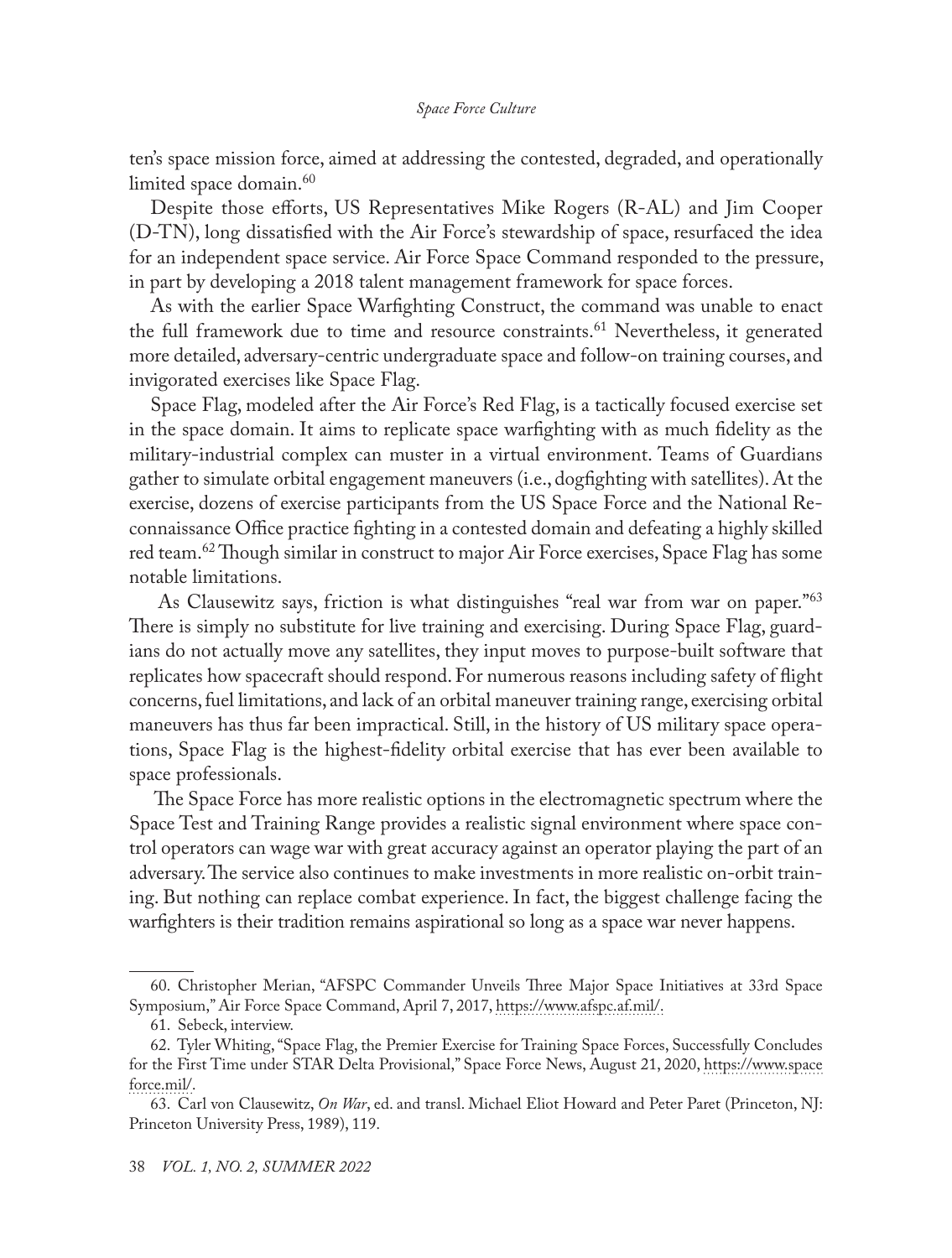ten's space mission force, aimed at addressing the contested, degraded, and operationally limited space domain.[60]

Despite those efforts, US Representatives Mike Rogers (R-AL) and Jim Cooper (D-TN), long dissatisfied with the Air Force's stewardship of space, resurfaced the idea for an independent space service. Air Force Space Command responded to the pressure, in part by developing a 2018 talent management framework for space forces.

As with the earlier Space Warfighting Construct, the command was unable to enact the full framework due to time and resource constraints.[61] Nevertheless, it generated more detailed, adversary-centric undergraduate space and follow-on training courses, and invigorated exercises like Space Flag.

Space Flag, modeled after the Air Force's Red Flag, is a tactically focused exercise set in the space domain. It aims to replicate space warfighting with as much fidelity as the military-industrial complex can muster in a virtual environment. Teams of Guardians gather to simulate orbital engagement maneuvers (i.e., dogfighting with satellites). At the exercise, dozens of exercise participants from the US Space Force and the National Reconnaissance Office practice fighting in a contested domain and defeating a highly skilled red team.[62] Though similar in construct to major Air Force exercises, Space Flag has some notable limitations.

As Clausewitz says, friction is what distinguishes "real war from war on paper."[63] There is simply no substitute for live training and exercising. During Space Flag, guardians do not actually move any satellites, they input moves to purpose-built software that replicates how spacecraft should respond. For numerous reasons including safety of flight concerns, fuel limitations, and lack of an orbital maneuver training range, exercising orbital maneuvers has thus far been impractical. Still, in the history of US military space operations, Space Flag is the highest-fidelity orbital exercise that has ever been available to space professionals.

The Space Force has more realistic options in the electromagnetic spectrum where the Space Test and Training Range provides a realistic signal environment where space control operators can wage war with great accuracy against an operator playing the part of an adversary. The service also continues to make investments in more realistic on-orbit training. But nothing can replace combat experience. In fact, the biggest challenge facing the warfighters is their tradition remains aspirational so long as a space war never happens.

---

60. Christopher Merian, "AFSPC Commander Unveils Three Major Space Initiatives at 33rd Space Symposium," Air Force Space Command, April 7, 2017, https://www.afspc.af.mil/.

61. Sebeck, interview.

62. Tyler Whiting, "Space Flag, the Premier Exercise for Training Space Forces, Successfully Concludes for the First Time under STAR Delta Provisional," Space Force News, August 21, 2020, https://www.spaceforce.mil/.

63. Carl von Clausewitz, *On War*, ed. and transl. Michael Eliot Howard and Peter Paret (Princeton, NJ: Princeton University Press, 1989), 119.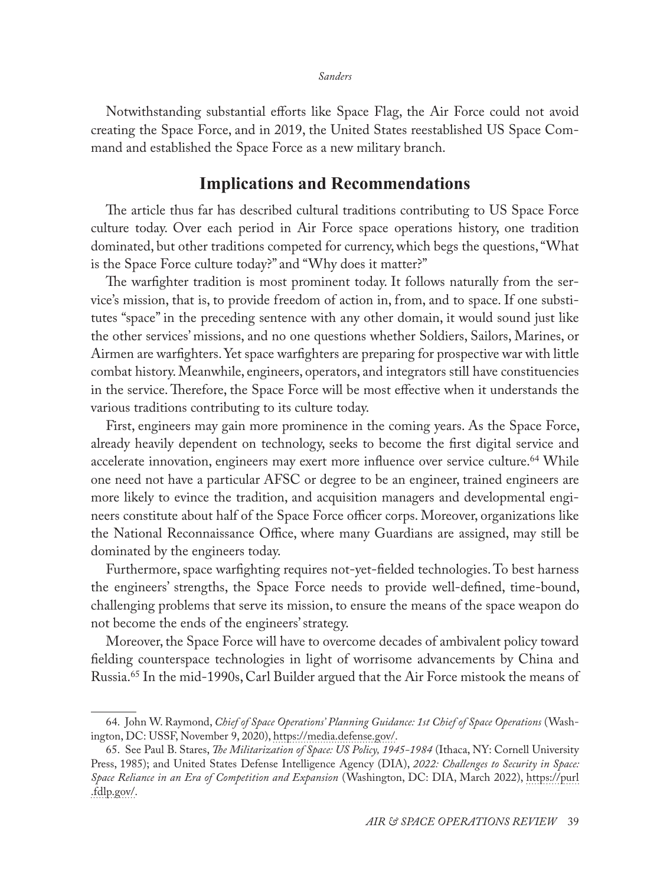Notwithstanding substantial efforts like Space Flag, the Air Force could not avoid creating the Space Force, and in 2019, the United States reestablished US Space Command and established the Space Force as a new military branch.

## Implications and Recommendations

The article thus far has described cultural traditions contributing to US Space Force culture today. Over each period in Air Force space operations history, one tradition dominated, but other traditions competed for currency, which begs the questions, "What is the Space Force culture today?" and "Why does it matter?"

The warfighter tradition is most prominent today. It follows naturally from the service's mission, that is, to provide freedom of action in, from, and to space. If one substitutes "space" in the preceding sentence with any other domain, it would sound just like the other services' missions, and no one questions whether Soldiers, Sailors, Marines, or Airmen are warfighters. Yet space warfighters are preparing for prospective war with little combat history. Meanwhile, engineers, operators, and integrators still have constituencies in the service. Therefore, the Space Force will be most effective when it understands the various traditions contributing to its culture today.

First, engineers may gain more prominence in the coming years. As the Space Force, already heavily dependent on technology, seeks to become the first digital service and accelerate innovation, engineers may exert more influence over service culture.[64] While one need not have a particular AFSC or degree to be an engineer, trained engineers are more likely to evince the tradition, and acquisition managers and developmental engineers constitute about half of the Space Force officer corps. Moreover, organizations like the National Reconnaissance Office, where many Guardians are assigned, may still be dominated by the engineers today.

Furthermore, space warfighting requires not-yet-fielded technologies. To best harness the engineers' strengths, the Space Force needs to provide well-defined, time-bound, challenging problems that serve its mission, to ensure the means of the space weapon do not become the ends of the engineers' strategy.

Moreover, the Space Force will have to overcome decades of ambivalent policy toward fielding counterspace technologies in light of worrisome advancements by China and Russia.[65] In the mid-1990s, Carl Builder argued that the Air Force mistook the means of

64. John W. Raymond, *Chief of Space Operations' Planning Guidance: 1st Chief of Space Operations* (Washington, DC: USSF, November 9, 2020), https://media.defense.gov/.

65. See Paul B. Stares, *The Militarization of Space: US Policy, 1945–1984* (Ithaca, NY: Cornell University Press, 1985); and United States Defense Intelligence Agency (DIA), *2022: Challenges to Security in Space: Space Reliance in an Era of Competition and Expansion* (Washington, DC: DIA, March 2022), https://purl.fdlp.gov/.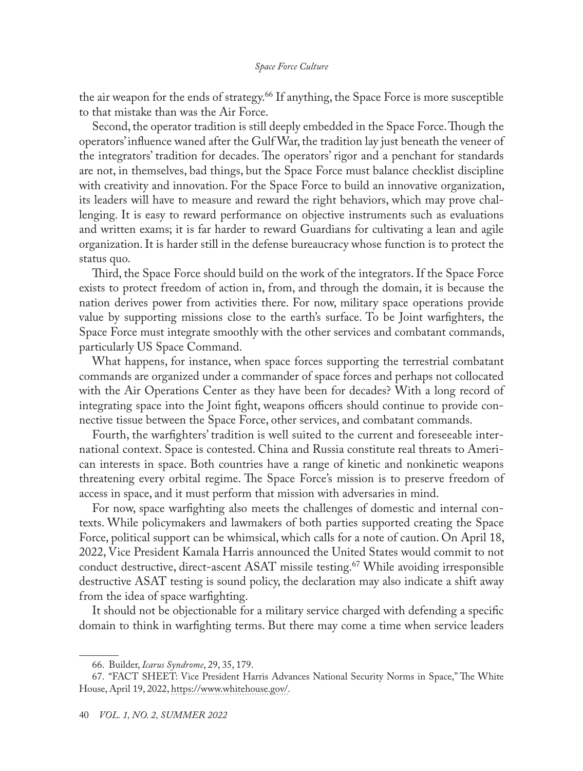the air weapon for the ends of strategy.[66] If anything, the Space Force is more susceptible to that mistake than was the Air Force.

Second, the operator tradition is still deeply embedded in the Space Force. Though the operators' influence waned after the Gulf War, the tradition lay just beneath the veneer of the integrators' tradition for decades. The operators' rigor and a penchant for standards are not, in themselves, bad things, but the Space Force must balance checklist discipline with creativity and innovation. For the Space Force to build an innovative organization, its leaders will have to measure and reward the right behaviors, which may prove challenging. It is easy to reward performance on objective instruments such as evaluations and written exams; it is far harder to reward Guardians for cultivating a lean and agile organization. It is harder still in the defense bureaucracy whose function is to protect the status quo.

Third, the Space Force should build on the work of the integrators. If the Space Force exists to protect freedom of action in, from, and through the domain, it is because the nation derives power from activities there. For now, military space operations provide value by supporting missions close to the earth's surface. To be Joint warfighters, the Space Force must integrate smoothly with the other services and combatant commands, particularly US Space Command.

What happens, for instance, when space forces supporting the terrestrial combatant commands are organized under a commander of space forces and perhaps not collocated with the Air Operations Center as they have been for decades? With a long record of integrating space into the Joint fight, weapons officers should continue to provide connective tissue between the Space Force, other services, and combatant commands.

Fourth, the warfighters' tradition is well suited to the current and foreseeable international context. Space is contested. China and Russia constitute real threats to American interests in space. Both countries have a range of kinetic and nonkinetic weapons threatening every orbital regime. The Space Force's mission is to preserve freedom of access in space, and it must perform that mission with adversaries in mind.

For now, space warfighting also meets the challenges of domestic and internal contexts. While policymakers and lawmakers of both parties supported creating the Space Force, political support can be whimsical, which calls for a note of caution. On April 18, 2022, Vice President Kamala Harris announced the United States would commit to not conduct destructive, direct-ascent ASAT missile testing.[67] While avoiding irresponsible destructive ASAT testing is sound policy, the declaration may also indicate a shift away from the idea of space warfighting.

It should not be objectionable for a military service charged with defending a specific domain to think in warfighting terms. But there may come a time when service leaders

---

66. Builder, *Icarus Syndrome*, 29, 35, 179.

67. "FACT SHEET: Vice President Harris Advances National Security Norms in Space," The White House, April 19, 2022, https://www.whitehouse.gov/.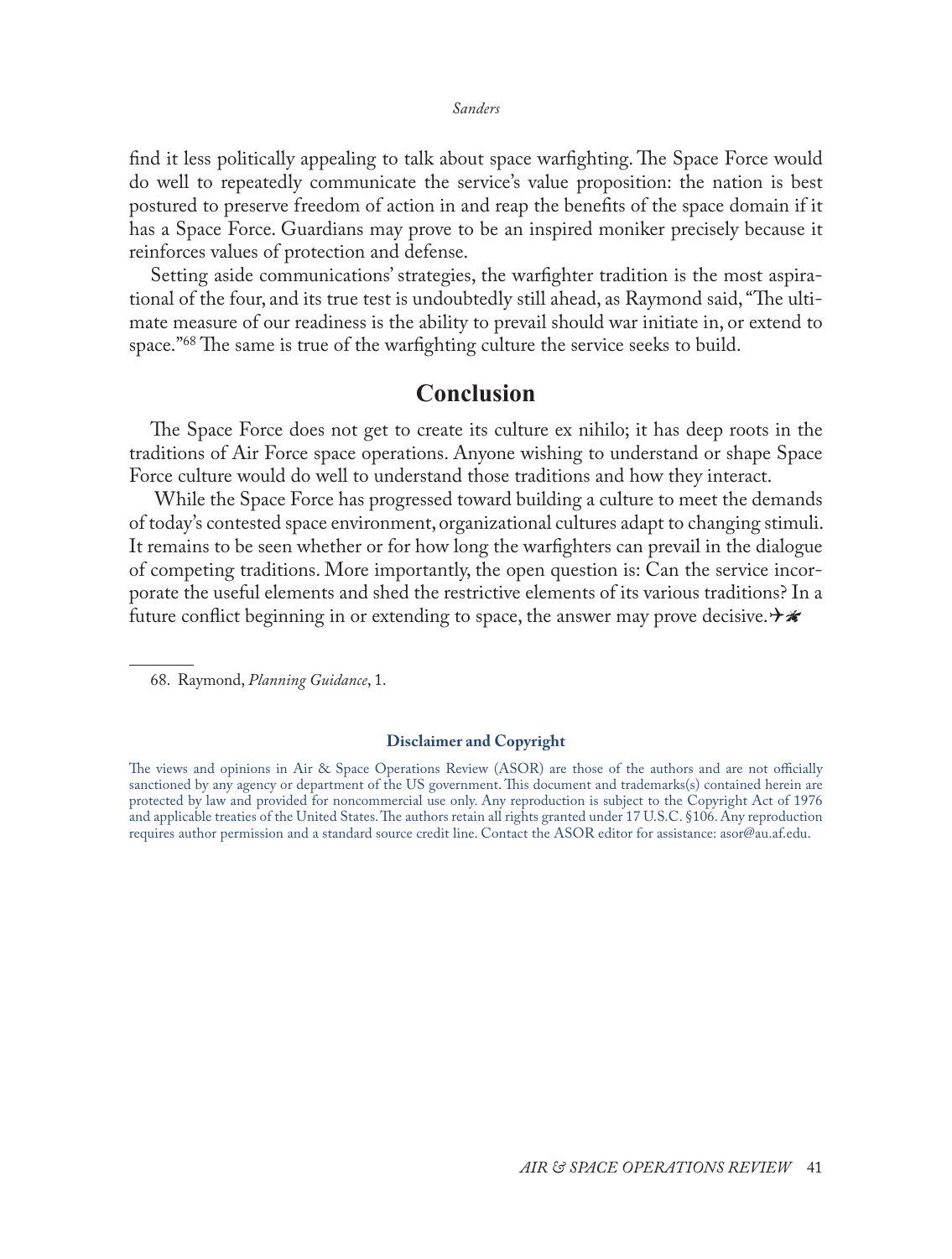find it less politically appealing to talk about space warfighting. The Space Force would do well to repeatedly communicate the service's value proposition: the nation is best postured to preserve freedom of action in and reap the benefits of the space domain if it has a Space Force. Guardians may prove to be an inspired moniker precisely because it reinforces values of protection and defense.

Setting aside communications' strategies, the warfighter tradition is the most aspirational of the four, and its true test is undoubtedly still ahead, as Raymond said, "The ultimate measure of our readiness is the ability to prevail should war initiate in, or extend to space."[68] The same is true of the warfighting culture the service seeks to build.

## Conclusion

The Space Force does not get to create its culture ex nihilo; it has deep roots in the traditions of Air Force space operations. Anyone wishing to understand or shape Space Force culture would do well to understand those traditions and how they interact.

While the Space Force has progressed toward building a culture to meet the demands of today's contested space environment, organizational cultures adapt to changing stimuli. It remains to be seen whether or for how long the warfighters can prevail in the dialogue of competing traditions. More importantly, the open question is: Can the service incorporate the useful elements and shed the restrictive elements of its various traditions? In a future conflict beginning in or extending to space, the answer may prove decisive.

68. Raymond, *Planning Guidance*, 1.

**Disclaimer and Copyright**

The views and opinions in Air & Space Operations Review (ASOR) are those of the authors and are not officially sanctioned by any agency or department of the US government. This document and trademarks(s) contained herein are protected by law and provided for noncommercial use only. Any reproduction is subject to the Copyright Act of 1976 and applicable treaties of the United States. The authors retain all rights granted under 17 U.S.C. §106. Any reproduction requires author permission and a standard source credit line. Contact the ASOR editor for assistance: asor@au.af.edu.